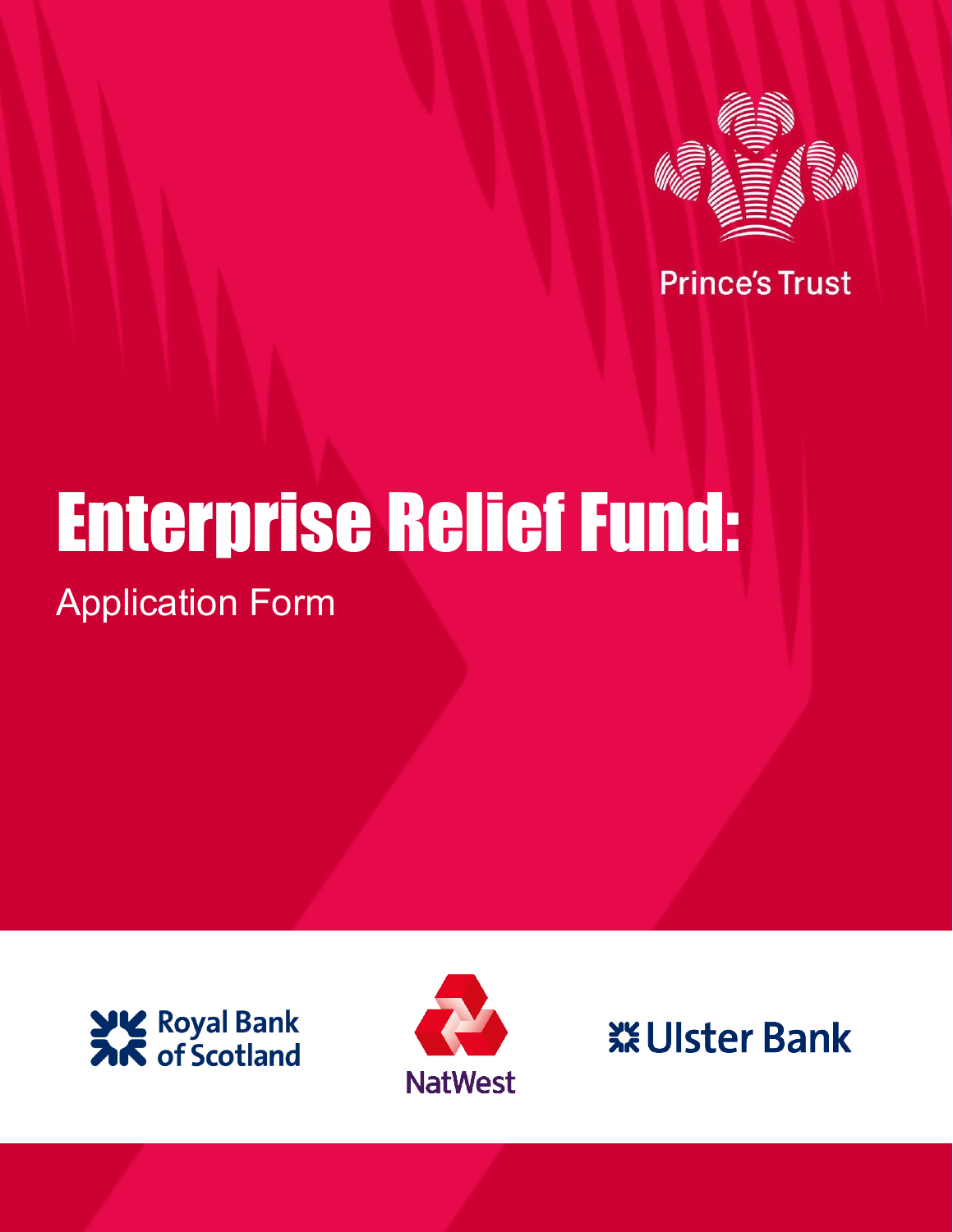Prince's Trust

# Enterprise Relief Fund:

## Application Form

Royal Bank of Scotland

NatWest

Ulster Bank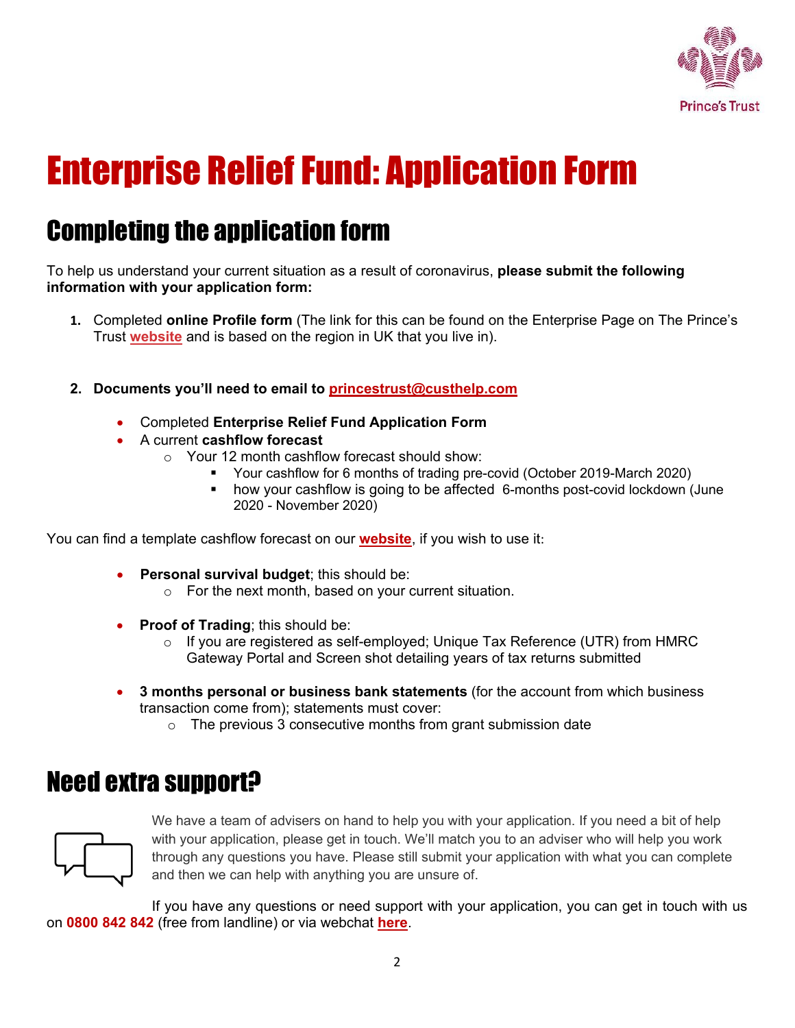# Enterprise Relief Fund: Application Form

## Completing the application form

To help us understand your current situation as a result of coronavirus, **please submit the following information with your application form:**

1. Completed **online Profile form** (The link for this can be found on the Enterprise Page on The Prince's Trust **website** and is based on the region in UK that you live in).

2. **Documents you'll need to email to princestrust@custhelp.com**

   - Completed **Enterprise Relief Fund Application Form**
   - A current **cashflow forecast**
     - Your 12 month cashflow forecast should show:
       - Your cashflow for 6 months of trading pre-covid (October 2019-March 2020)
       - how your cashflow is going to be affected 6-months post-covid lockdown (June 2020 - November 2020)

You can find a template cashflow forecast on our **website**, if you wish to use it:

- **Personal survival budget**; this should be:
  - For the next month, based on your current situation.

- **Proof of Trading**; this should be:
  - If you are registered as self-employed; Unique Tax Reference (UTR) from HMRC Gateway Portal and Screen shot detailing years of tax returns submitted

- **3 months personal or business bank statements** (for the account from which business transaction come from); statements must cover:
  - The previous 3 consecutive months from grant submission date

## Need extra support?

We have a team of advisers on hand to help you with your application. If you need a bit of help with your application, please get in touch. We'll match you to an adviser who will help you work through any questions you have. Please still submit your application with what you can complete and then we can help with anything you are unsure of.

If you have any questions or need support with your application, you can get in touch with us on **0800 842 842** (free from landline) or via webchat **here**.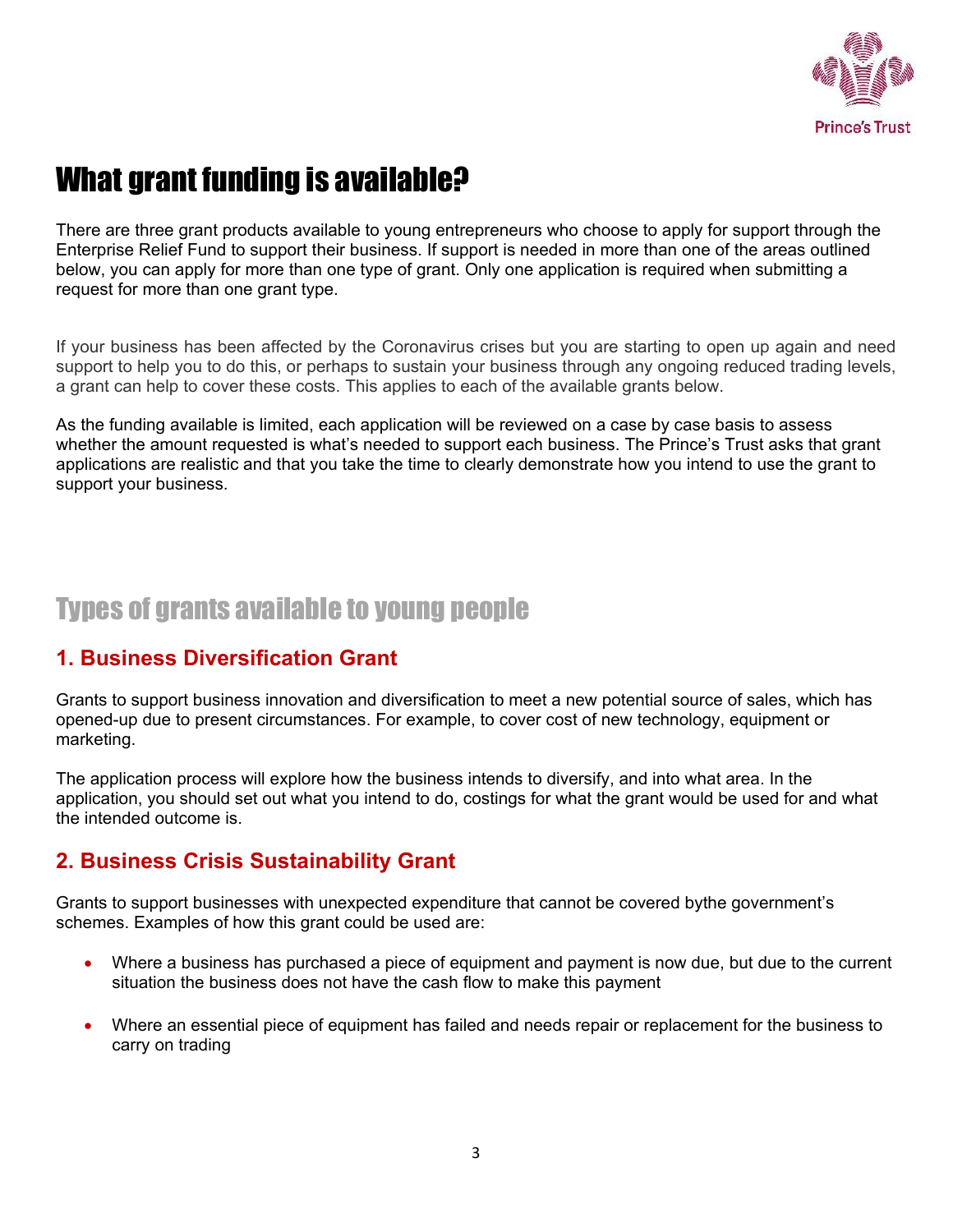# What grant funding is available?

There are three grant products available to young entrepreneurs who choose to apply for support through the Enterprise Relief Fund to support their business. If support is needed in more than one of the areas outlined below, you can apply for more than one type of grant. Only one application is required when submitting a request for more than one grant type.

If your business has been affected by the Coronavirus crises but you are starting to open up again and need support to help you to do this, or perhaps to sustain your business through any ongoing reduced trading levels, a grant can help to cover these costs. This applies to each of the available grants below.

As the funding available is limited, each application will be reviewed on a case by case basis to assess whether the amount requested is what's needed to support each business. The Prince's Trust asks that grant applications are realistic and that you take the time to clearly demonstrate how you intend to use the grant to support your business.

## Types of grants available to young people

### 1. Business Diversification Grant

Grants to support business innovation and diversification to meet a new potential source of sales, which has opened-up due to present circumstances. For example, to cover cost of new technology, equipment or marketing.

The application process will explore how the business intends to diversify, and into what area. In the application, you should set out what you intend to do, costings for what the grant would be used for and what the intended outcome is.

### 2. Business Crisis Sustainability Grant

Grants to support businesses with unexpected expenditure that cannot be covered bythe government's schemes. Examples of how this grant could be used are:

- Where a business has purchased a piece of equipment and payment is now due, but due to the current situation the business does not have the cash flow to make this payment
- Where an essential piece of equipment has failed and needs repair or replacement for the business to carry on trading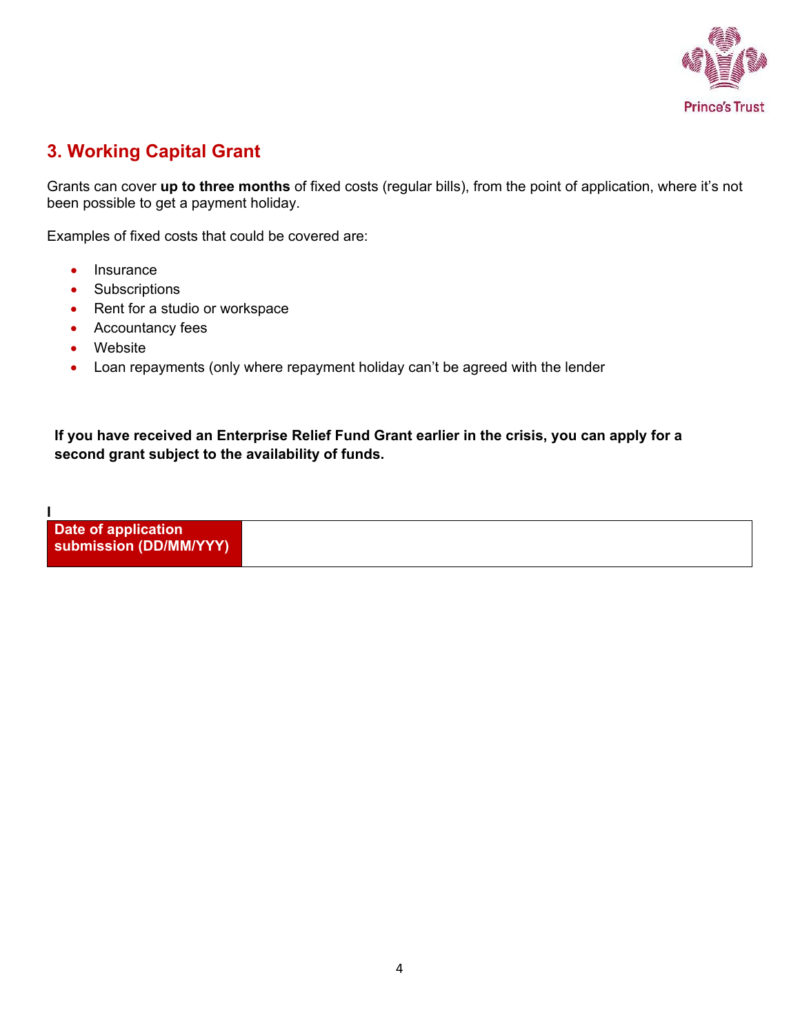## 3. Working Capital Grant

Grants can cover **up to three months** of fixed costs (regular bills), from the point of application, where it's not been possible to get a payment holiday.

Examples of fixed costs that could be covered are:

- Insurance
- Subscriptions
- Rent for a studio or workspace
- Accountancy fees
- Website
- Loan repayments (only where repayment holiday can't be agreed with the lender

**If you have received an Enterprise Relief Fund Grant earlier in the crisis, you can apply for a second grant subject to the availability of funds.**

**I**

| **Date of application submission (DD/MM/YYY)** | |
|---|---|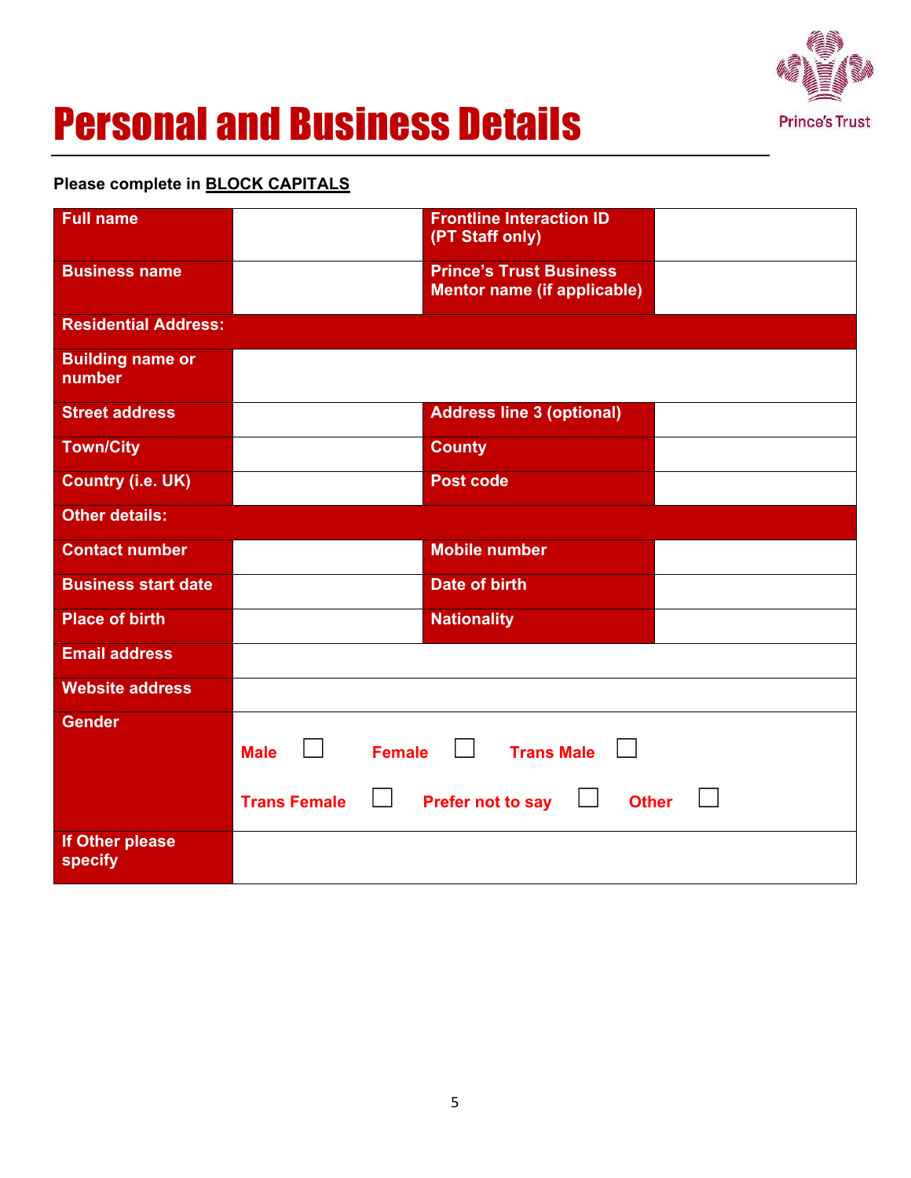# Personal and Business Details

Prince's Trust

**Please complete in BLOCK CAPITALS**

| | | | |
|---|---|---|---|
| **Full name** | | **Frontline Interaction ID (PT Staff only)** | |
| **Business name** | | **Prince's Trust Business Mentor name (if applicable)** | |
| **Residential Address:** | | | |
| **Building name or number** | | | |
| **Street address** | | **Address line 3 (optional)** | |
| **Town/City** | | **County** | |
| **Country (i.e. UK)** | | **Post code** | |
| **Other details:** | | | |
| **Contact number** | | **Mobile number** | |
| **Business start date** | | **Date of birth** | |
| **Place of birth** | | **Nationality** | |
| **Email address** | | | |
| **Website address** | | | |
| **Gender** | **Male** ☐ **Female** ☐ **Trans Male** ☐ **Trans Female** ☐ **Prefer not to say** ☐ **Other** ☐ | | |
| **If Other please specify** | | | |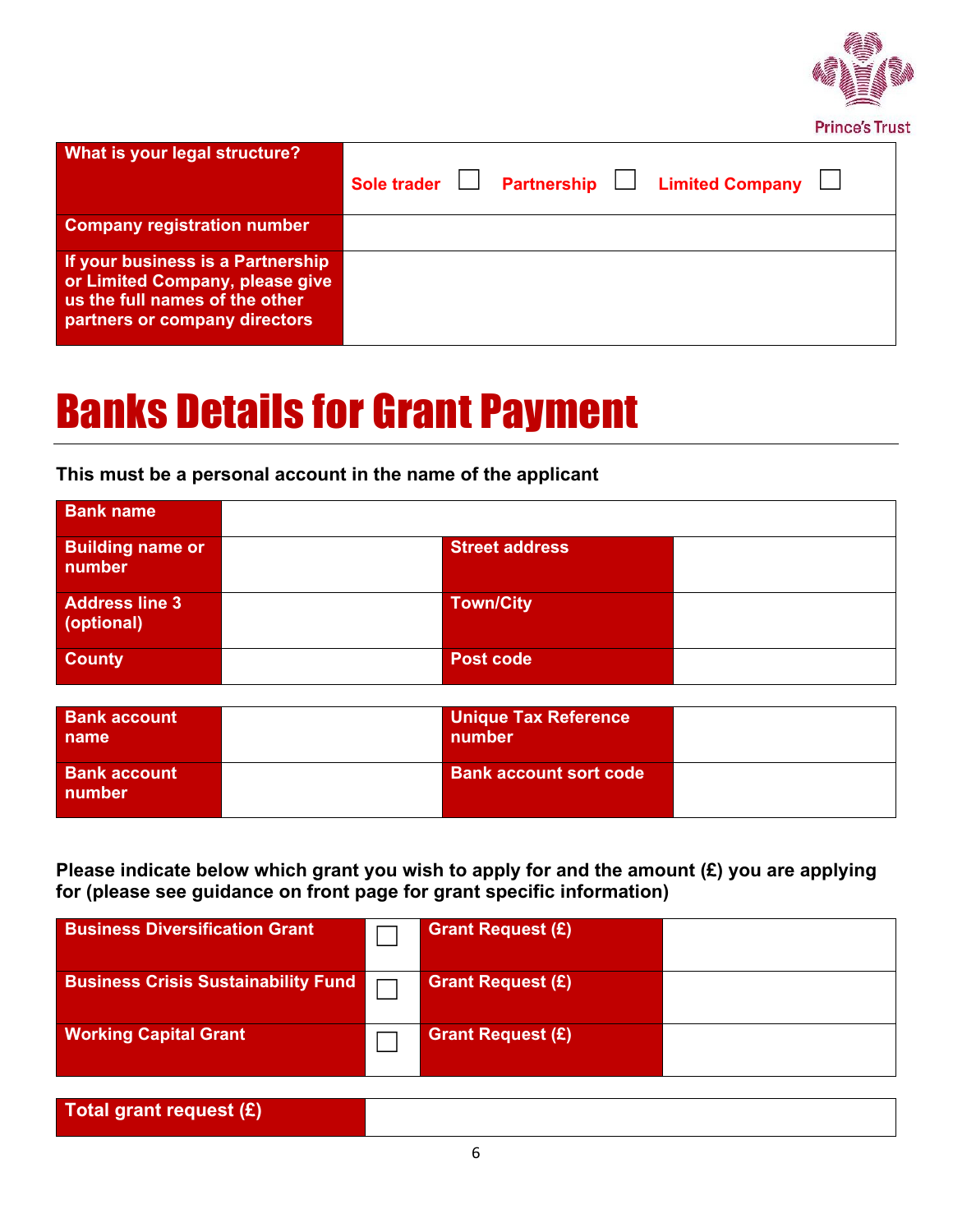| What is your legal structure? | Sole trader ☐ Partnership ☐ Limited Company ☐ |
|---|---|
| Company registration number | |
| If your business is a Partnership or Limited Company, please give us the full names of the other partners or company directors | |

# Banks Details for Grant Payment

**This must be a personal account in the name of the applicant**

| Bank name | | | |
|---|---|---|---|
| Building name or number | | Street address | |
| Address line 3 (optional) | | Town/City | |
| County | | Post code | |

| Bank account name | | Unique Tax Reference number | |
|---|---|---|---|
| Bank account number | | Bank account sort code | |

**Please indicate below which grant you wish to apply for and the amount (£) you are applying for (please see guidance on front page for grant specific information)**

| Business Diversification Grant | ☐ | Grant Request (£) | |
|---|---|---|---|
| Business Crisis Sustainability Fund | ☐ | Grant Request (£) | |
| Working Capital Grant | ☐ | Grant Request (£) | |

| Total grant request (£) | |
|---|---|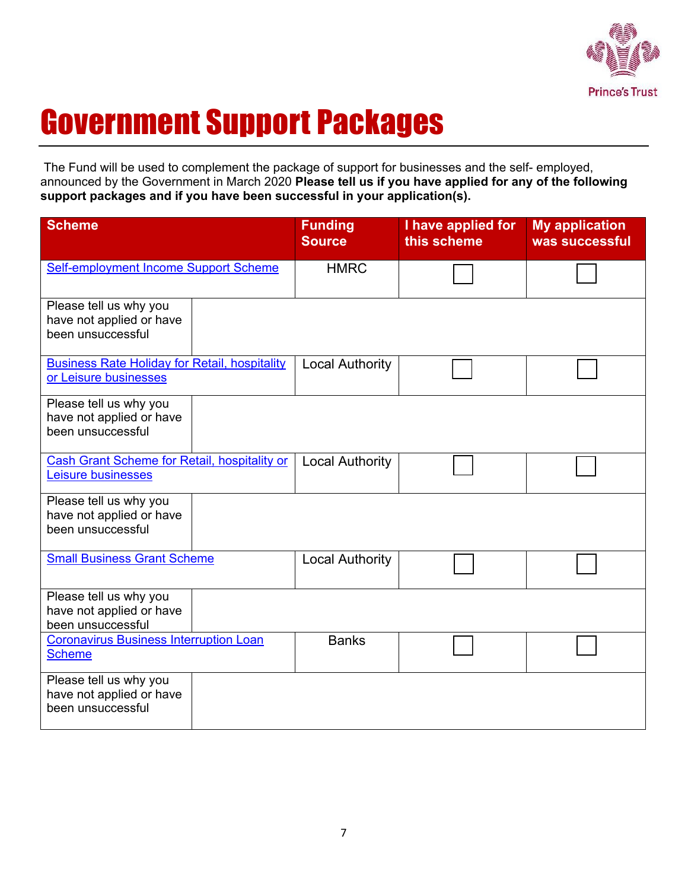# Government Support Packages

The Fund will be used to complement the package of support for businesses and the self- employed, announced by the Government in March 2020 **Please tell us if you have applied for any of the following support packages and if you have been successful in your application(s).**

| Scheme | | Funding Source | I have applied for this scheme | My application was successful |
|---|---|---|---|---|
| Self-employment Income Support Scheme | | HMRC | ☐ | ☐ |
| Please tell us why you have not applied or have been unsuccessful | | | | |
| Business Rate Holiday for Retail, hospitality or Leisure businesses | | Local Authority | ☐ | ☐ |
| Please tell us why you have not applied or have been unsuccessful | | | | |
| Cash Grant Scheme for Retail, hospitality or Leisure businesses | | Local Authority | ☐ | ☐ |
| Please tell us why you have not applied or have been unsuccessful | | | | |
| Small Business Grant Scheme | | Local Authority | ☐ | ☐ |
| Please tell us why you have not applied or have been unsuccessful | | | | |
| Coronavirus Business Interruption Loan Scheme | | Banks | ☐ | ☐ |
| Please tell us why you have not applied or have been unsuccessful | | | | |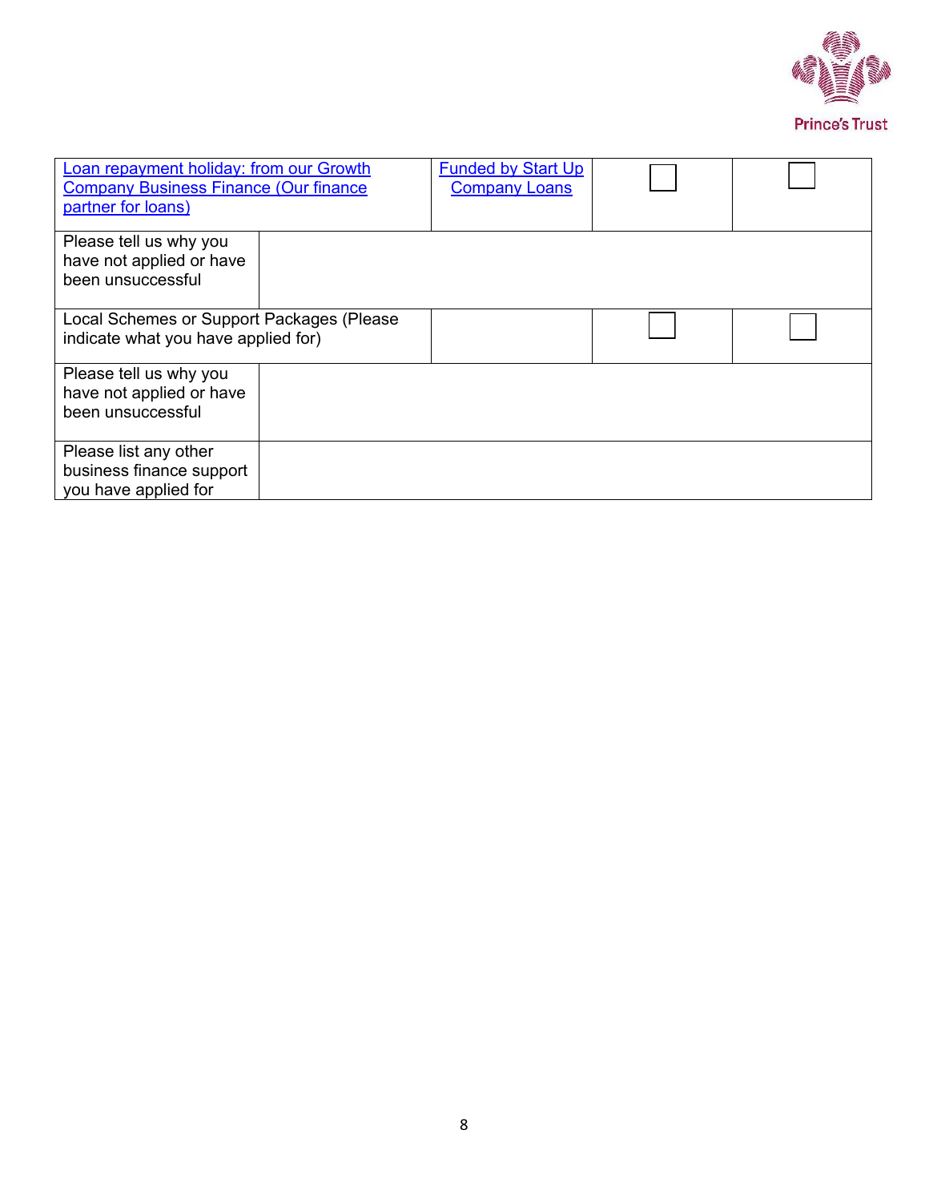| | | | |
|---|---|---|---|
| Loan repayment holiday: from our Growth Company Business Finance (Our finance partner for loans) | Funded by Start Up Company Loans | ☐ | ☐ |
| Please tell us why you have not applied or have been unsuccessful | | | |
| Local Schemes or Support Packages (Please indicate what you have applied for) | | ☐ | ☐ |
| Please tell us why you have not applied or have been unsuccessful | | | |
| Please list any other business finance support you have applied for | | | |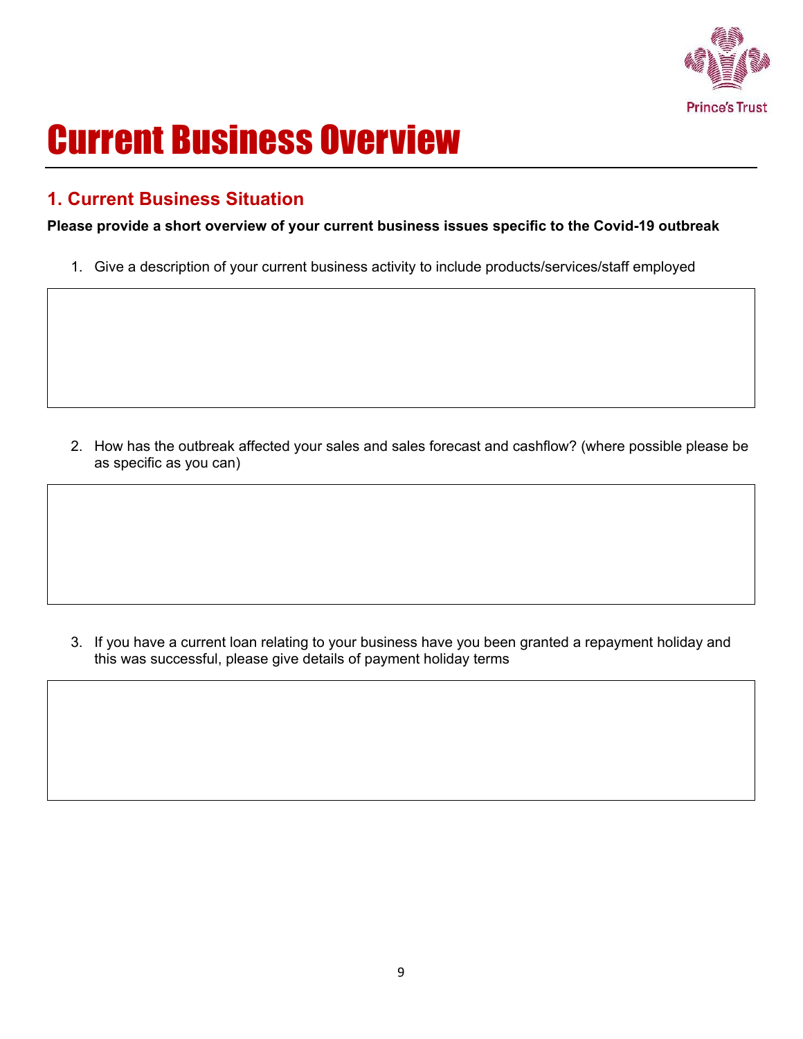# Current Business Overview

## 1. Current Business Situation

**Please provide a short overview of your current business issues specific to the Covid-19 outbreak**

1. Give a description of your current business activity to include products/services/staff employed

2. How has the outbreak affected your sales and sales forecast and cashflow? (where possible please be as specific as you can)

3. If you have a current loan relating to your business have you been granted a repayment holiday and this was successful, please give details of payment holiday terms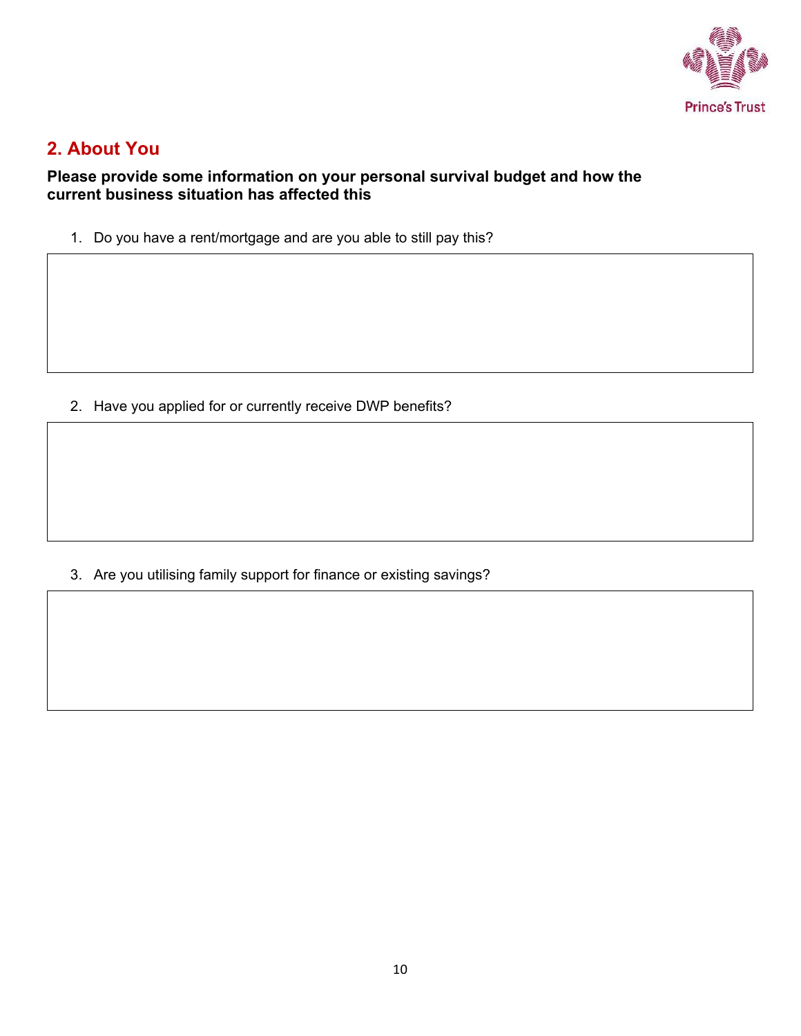## 2. About You

**Please provide some information on your personal survival budget and how the current business situation has affected this**

1. Do you have a rent/mortgage and are you able to still pay this?

2. Have you applied for or currently receive DWP benefits?

3. Are you utilising family support for finance or existing savings?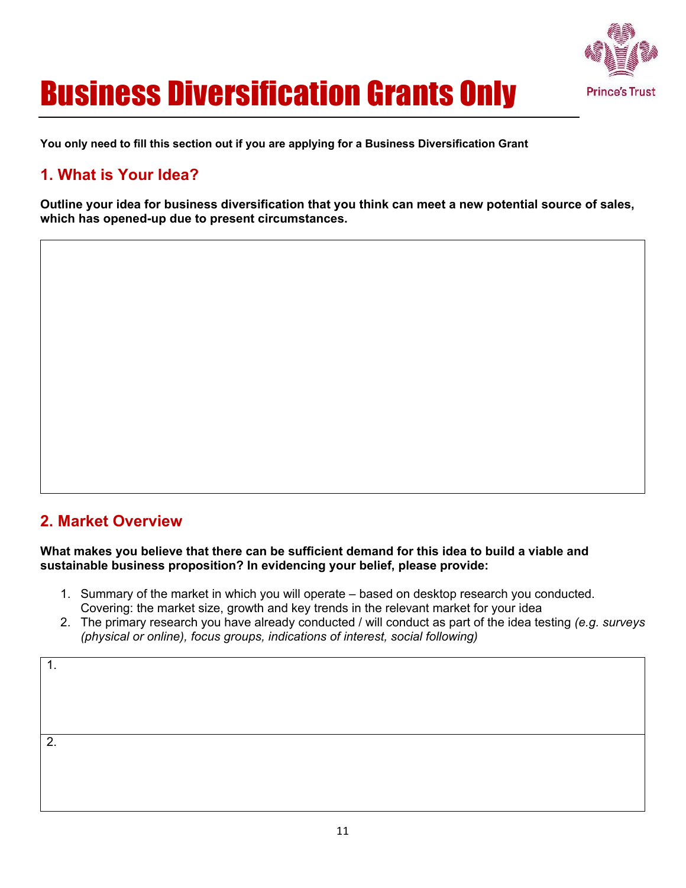# Business Diversification Grants Only

**You only need to fill this section out if you are applying for a Business Diversification Grant**

## 1. What is Your Idea?

**Outline your idea for business diversification that you think can meet a new potential source of sales, which has opened-up due to present circumstances.**

## 2. Market Overview

**What makes you believe that there can be sufficient demand for this idea to build a viable and sustainable business proposition? In evidencing your belief, please provide:**

1. Summary of the market in which you will operate – based on desktop research you conducted. Covering: the market size, growth and key trends in the relevant market for your idea
2. The primary research you have already conducted / will conduct as part of the idea testing *(e.g. surveys (physical or online), focus groups, indications of interest, social following)*

| 1. |
|---|
| 2. |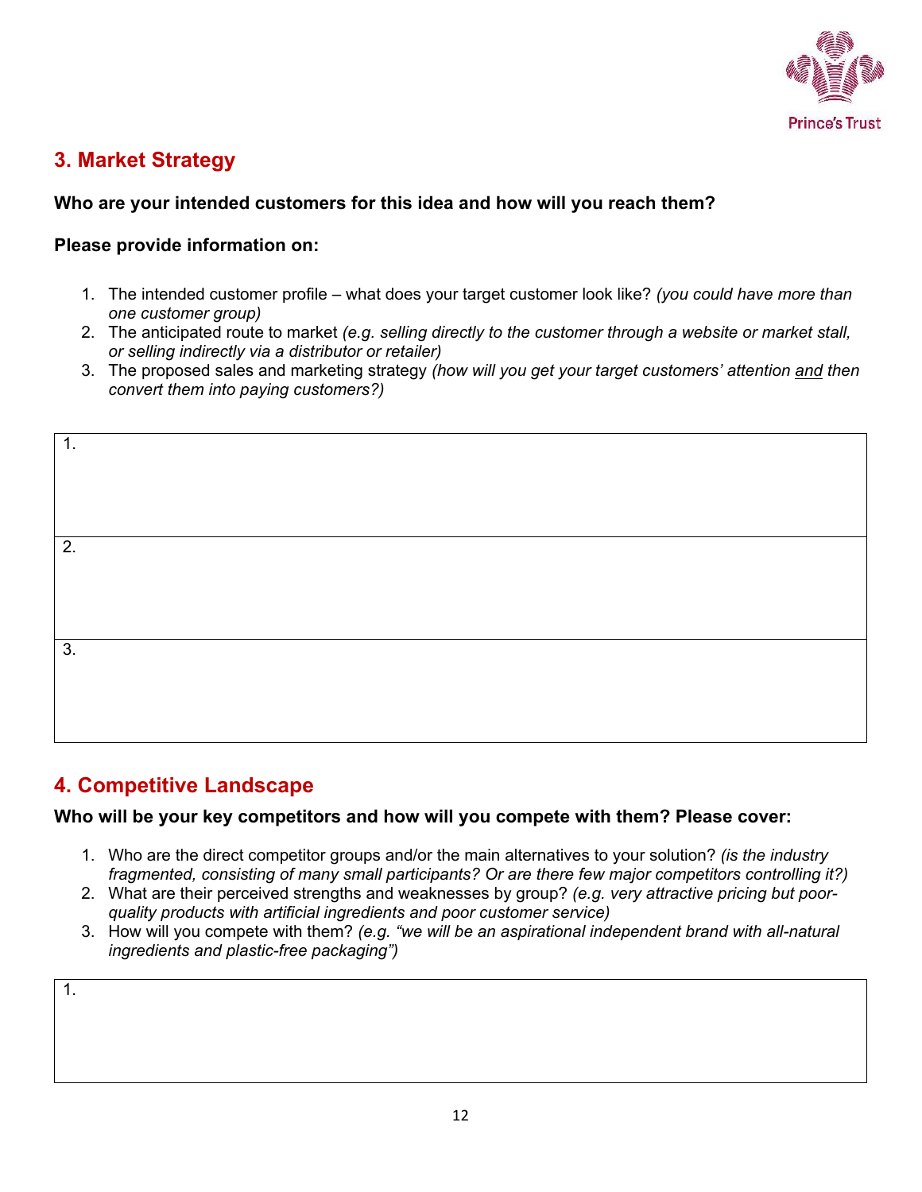## 3. Market Strategy

**Who are your intended customers for this idea and how will you reach them?**

**Please provide information on:**

1. The intended customer profile – what does your target customer look like? *(you could have more than one customer group)*
2. The anticipated route to market *(e.g. selling directly to the customer through a website or market stall, or selling indirectly via a distributor or retailer)*
3. The proposed sales and marketing strategy *(how will you get your target customers' attention and then convert them into paying customers?)*

| 1. |
|---|
| 2. |
| 3. |

## 4. Competitive Landscape

**Who will be your key competitors and how will you compete with them? Please cover:**

1. Who are the direct competitor groups and/or the main alternatives to your solution? *(is the industry fragmented, consisting of many small participants? Or are there few major competitors controlling it?)*
2. What are their perceived strengths and weaknesses by group? *(e.g. very attractive pricing but poor-quality products with artificial ingredients and poor customer service)*
3. How will you compete with them? *(e.g. "we will be an aspirational independent brand with all-natural ingredients and plastic-free packaging")*

| 1. |
|---|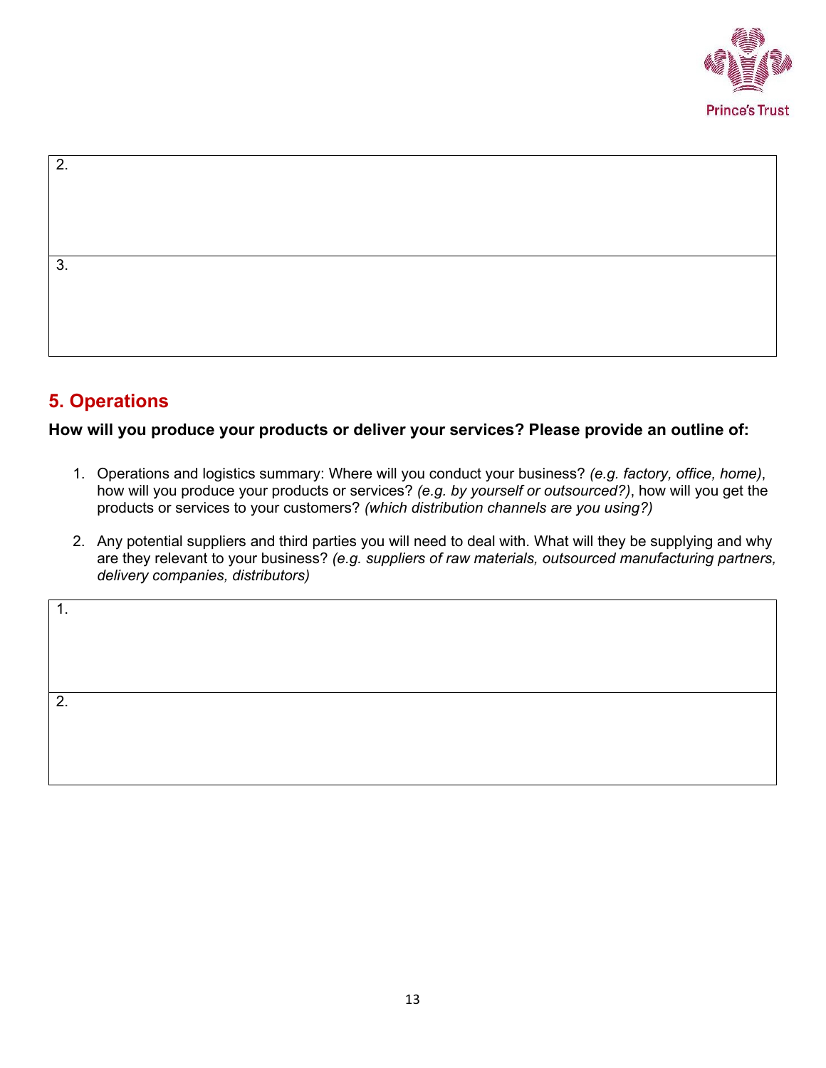| 2. |
|---|
| 3. |

## 5. Operations

**How will you produce your products or deliver your services? Please provide an outline of:**

1. Operations and logistics summary: Where will you conduct your business? *(e.g. factory, office, home)*, how will you produce your products or services? *(e.g. by yourself or outsourced?)*, how will you get the products or services to your customers? *(which distribution channels are you using?)*

2. Any potential suppliers and third parties you will need to deal with. What will they be supplying and why are they relevant to your business? *(e.g. suppliers of raw materials, outsourced manufacturing partners, delivery companies, distributors)*

| 1. |
|---|
| 2. |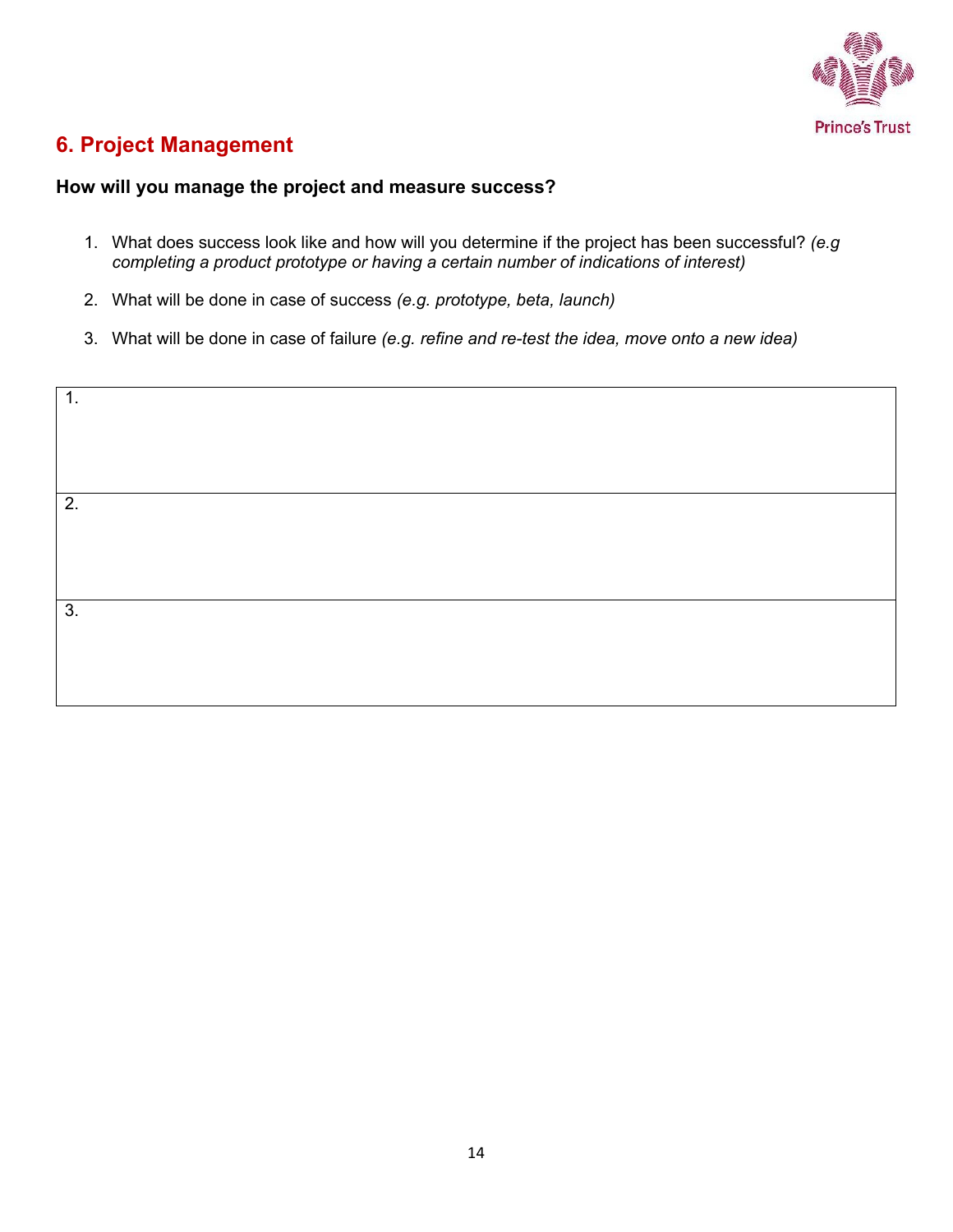## 6. Project Management

**How will you manage the project and measure success?**

1. What does success look like and how will you determine if the project has been successful? *(e.g completing a product prototype or having a certain number of indications of interest)*
2. What will be done in case of success *(e.g. prototype, beta, launch)*
3. What will be done in case of failure *(e.g. refine and re-test the idea, move onto a new idea)*

| |
|---|
| 1. |
| 2. |
| 3. |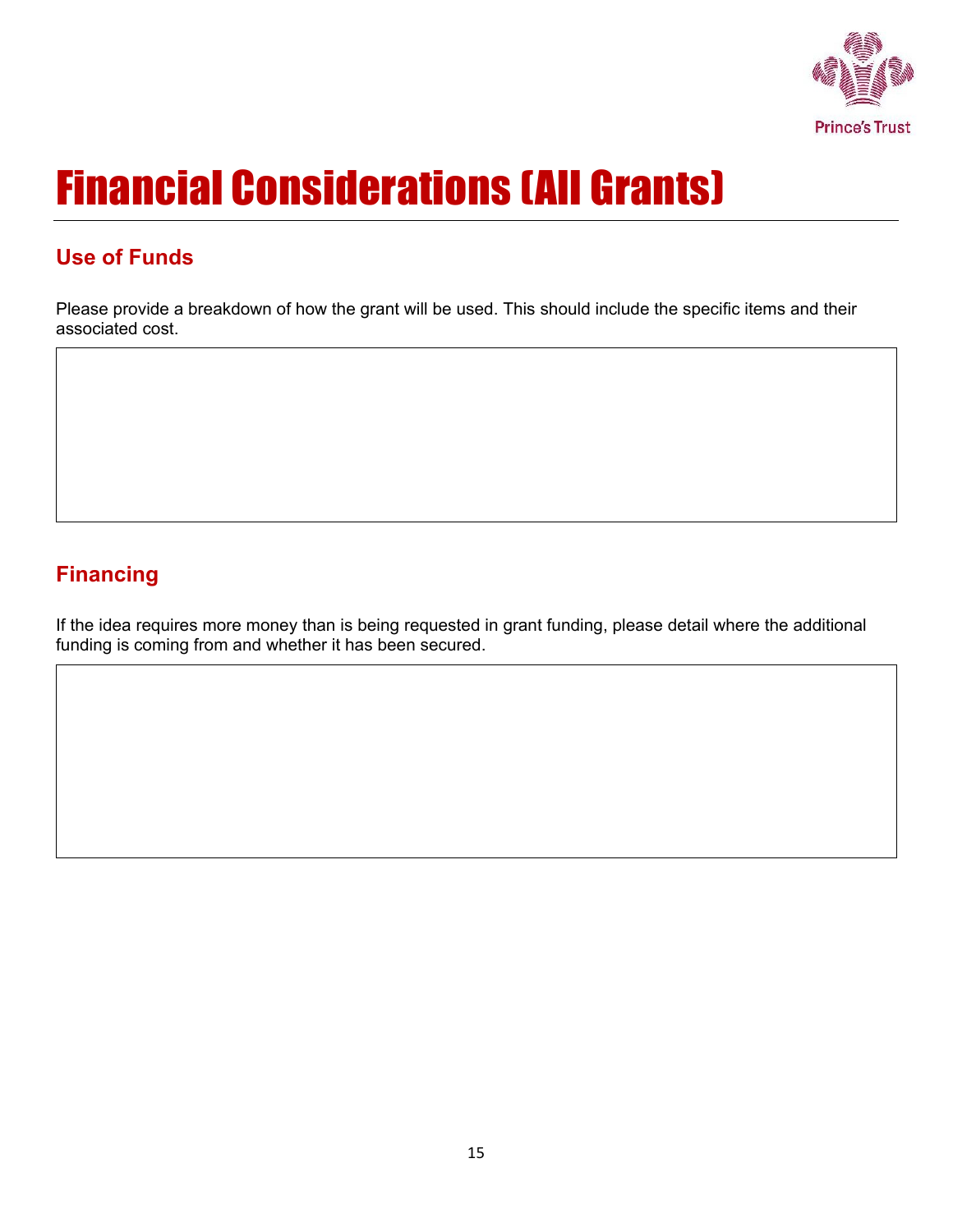# Financial Considerations (All Grants)

## Use of Funds

Please provide a breakdown of how the grant will be used. This should include the specific items and their associated cost.

## Financing

If the idea requires more money than is being requested in grant funding, please detail where the additional funding is coming from and whether it has been secured.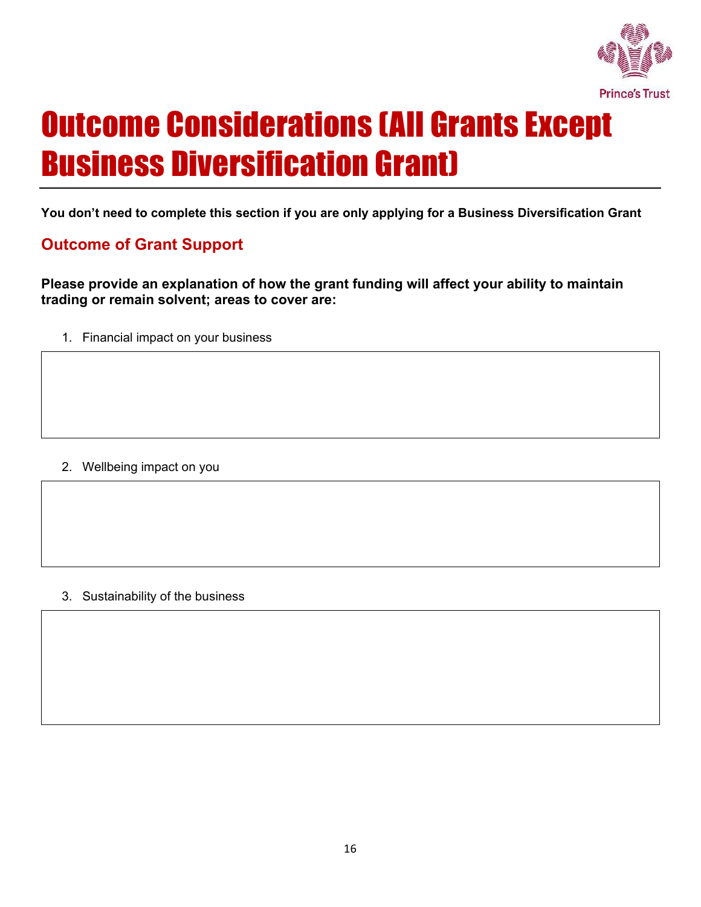# Outcome Considerations (All Grants Except Business Diversification Grant)

**You don't need to complete this section if you are only applying for a Business Diversification Grant**

## Outcome of Grant Support

**Please provide an explanation of how the grant funding will affect your ability to maintain trading or remain solvent; areas to cover are:**

1. Financial impact on your business

2. Wellbeing impact on you

3. Sustainability of the business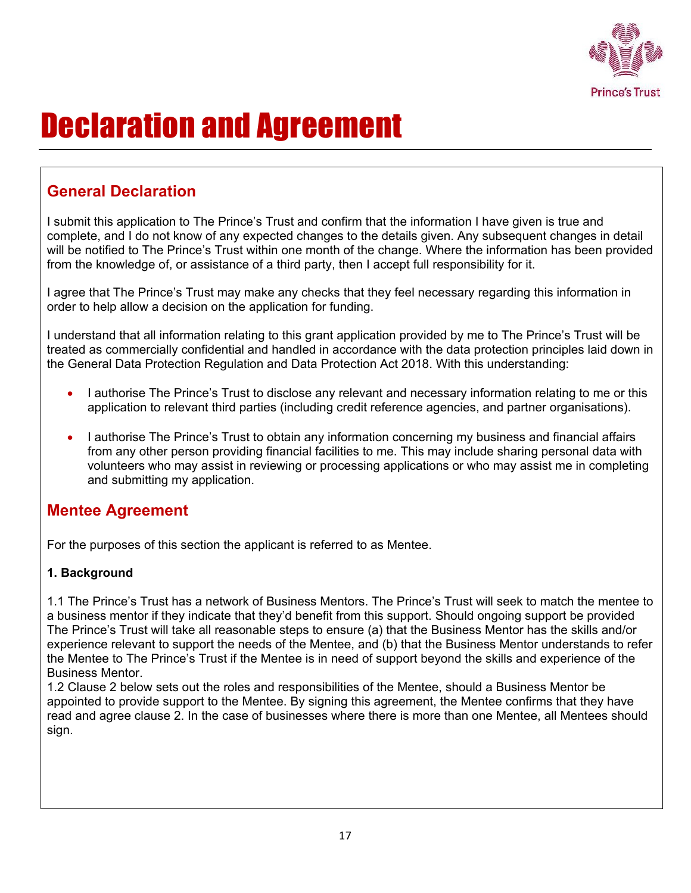# Declaration and Agreement

## General Declaration

I submit this application to The Prince's Trust and confirm that the information I have given is true and complete, and I do not know of any expected changes to the details given. Any subsequent changes in detail will be notified to The Prince's Trust within one month of the change. Where the information has been provided from the knowledge of, or assistance of a third party, then I accept full responsibility for it.

I agree that The Prince's Trust may make any checks that they feel necessary regarding this information in order to help allow a decision on the application for funding.

I understand that all information relating to this grant application provided by me to The Prince's Trust will be treated as commercially confidential and handled in accordance with the data protection principles laid down in the General Data Protection Regulation and Data Protection Act 2018. With this understanding:

- I authorise The Prince's Trust to disclose any relevant and necessary information relating to me or this application to relevant third parties (including credit reference agencies, and partner organisations).
- I authorise The Prince's Trust to obtain any information concerning my business and financial affairs from any other person providing financial facilities to me. This may include sharing personal data with volunteers who may assist in reviewing or processing applications or who may assist me in completing and submitting my application.

## Mentee Agreement

For the purposes of this section the applicant is referred to as Mentee.

**1. Background**

1.1 The Prince's Trust has a network of Business Mentors. The Prince's Trust will seek to match the mentee to a business mentor if they indicate that they'd benefit from this support. Should ongoing support be provided The Prince's Trust will take all reasonable steps to ensure (a) that the Business Mentor has the skills and/or experience relevant to support the needs of the Mentee, and (b) that the Business Mentor understands to refer the Mentee to The Prince's Trust if the Mentee is in need of support beyond the skills and experience of the Business Mentor.

1.2 Clause 2 below sets out the roles and responsibilities of the Mentee, should a Business Mentor be appointed to provide support to the Mentee. By signing this agreement, the Mentee confirms that they have read and agree clause 2. In the case of businesses where there is more than one Mentee, all Mentees should sign.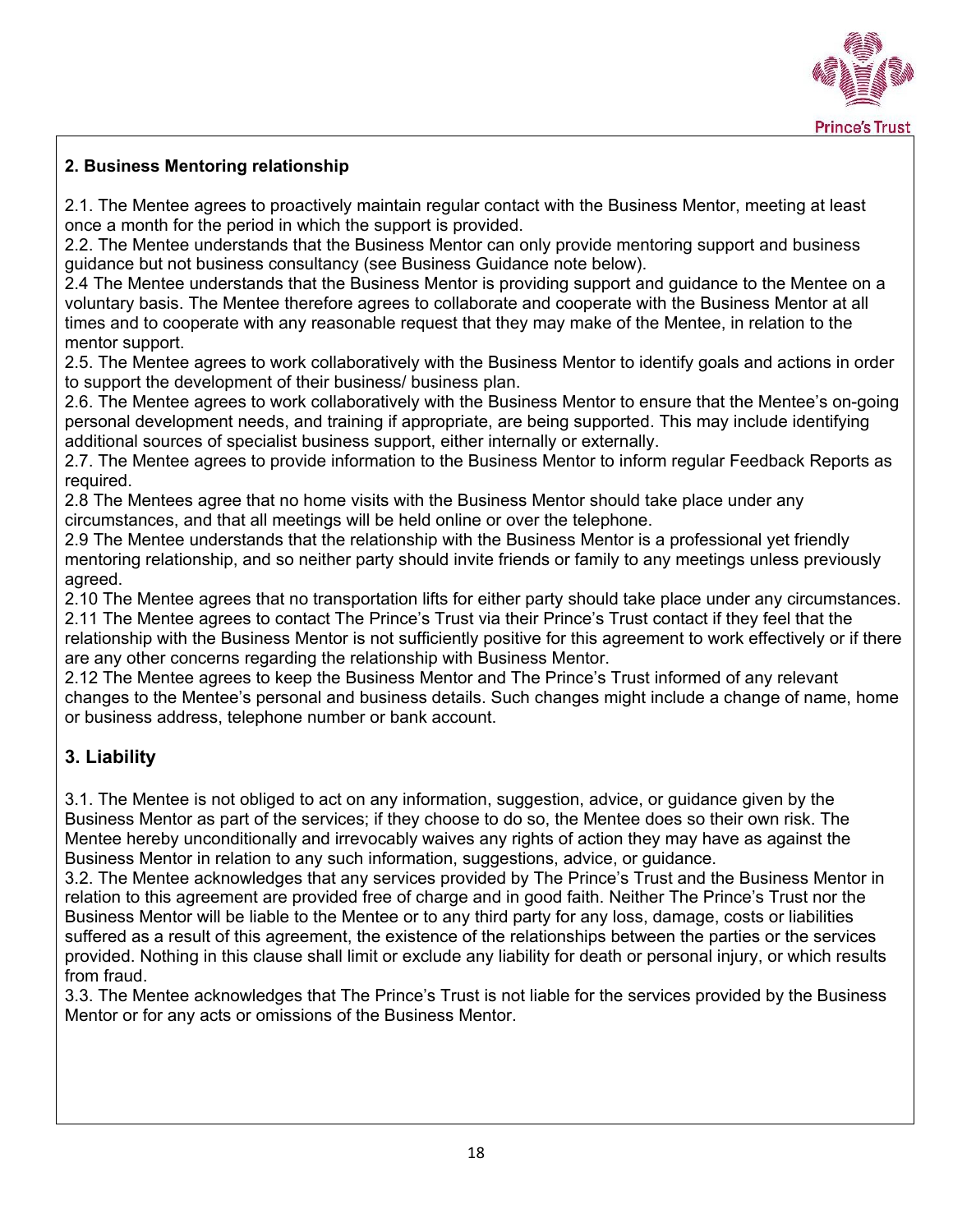## 2. Business Mentoring relationship

2.1. The Mentee agrees to proactively maintain regular contact with the Business Mentor, meeting at least once a month for the period in which the support is provided.
2.2. The Mentee understands that the Business Mentor can only provide mentoring support and business guidance but not business consultancy (see Business Guidance note below).
2.4 The Mentee understands that the Business Mentor is providing support and guidance to the Mentee on a voluntary basis. The Mentee therefore agrees to collaborate and cooperate with the Business Mentor at all times and to cooperate with any reasonable request that they may make of the Mentee, in relation to the mentor support.
2.5. The Mentee agrees to work collaboratively with the Business Mentor to identify goals and actions in order to support the development of their business/ business plan.
2.6. The Mentee agrees to work collaboratively with the Business Mentor to ensure that the Mentee's on-going personal development needs, and training if appropriate, are being supported. This may include identifying additional sources of specialist business support, either internally or externally.
2.7. The Mentee agrees to provide information to the Business Mentor to inform regular Feedback Reports as required.
2.8 The Mentees agree that no home visits with the Business Mentor should take place under any circumstances, and that all meetings will be held online or over the telephone.
2.9 The Mentee understands that the relationship with the Business Mentor is a professional yet friendly mentoring relationship, and so neither party should invite friends or family to any meetings unless previously agreed.
2.10 The Mentee agrees that no transportation lifts for either party should take place under any circumstances.
2.11 The Mentee agrees to contact The Prince's Trust via their Prince's Trust contact if they feel that the relationship with the Business Mentor is not sufficiently positive for this agreement to work effectively or if there are any other concerns regarding the relationship with Business Mentor.
2.12 The Mentee agrees to keep the Business Mentor and The Prince's Trust informed of any relevant changes to the Mentee's personal and business details. Such changes might include a change of name, home or business address, telephone number or bank account.

## 3. Liability

3.1. The Mentee is not obliged to act on any information, suggestion, advice, or guidance given by the Business Mentor as part of the services; if they choose to do so, the Mentee does so their own risk. The Mentee hereby unconditionally and irrevocably waives any rights of action they may have as against the Business Mentor in relation to any such information, suggestions, advice, or guidance.
3.2. The Mentee acknowledges that any services provided by The Prince's Trust and the Business Mentor in relation to this agreement are provided free of charge and in good faith. Neither The Prince's Trust nor the Business Mentor will be liable to the Mentee or to any third party for any loss, damage, costs or liabilities suffered as a result of this agreement, the existence of the relationships between the parties or the services provided. Nothing in this clause shall limit or exclude any liability for death or personal injury, or which results from fraud.
3.3. The Mentee acknowledges that The Prince's Trust is not liable for the services provided by the Business Mentor or for any acts or omissions of the Business Mentor.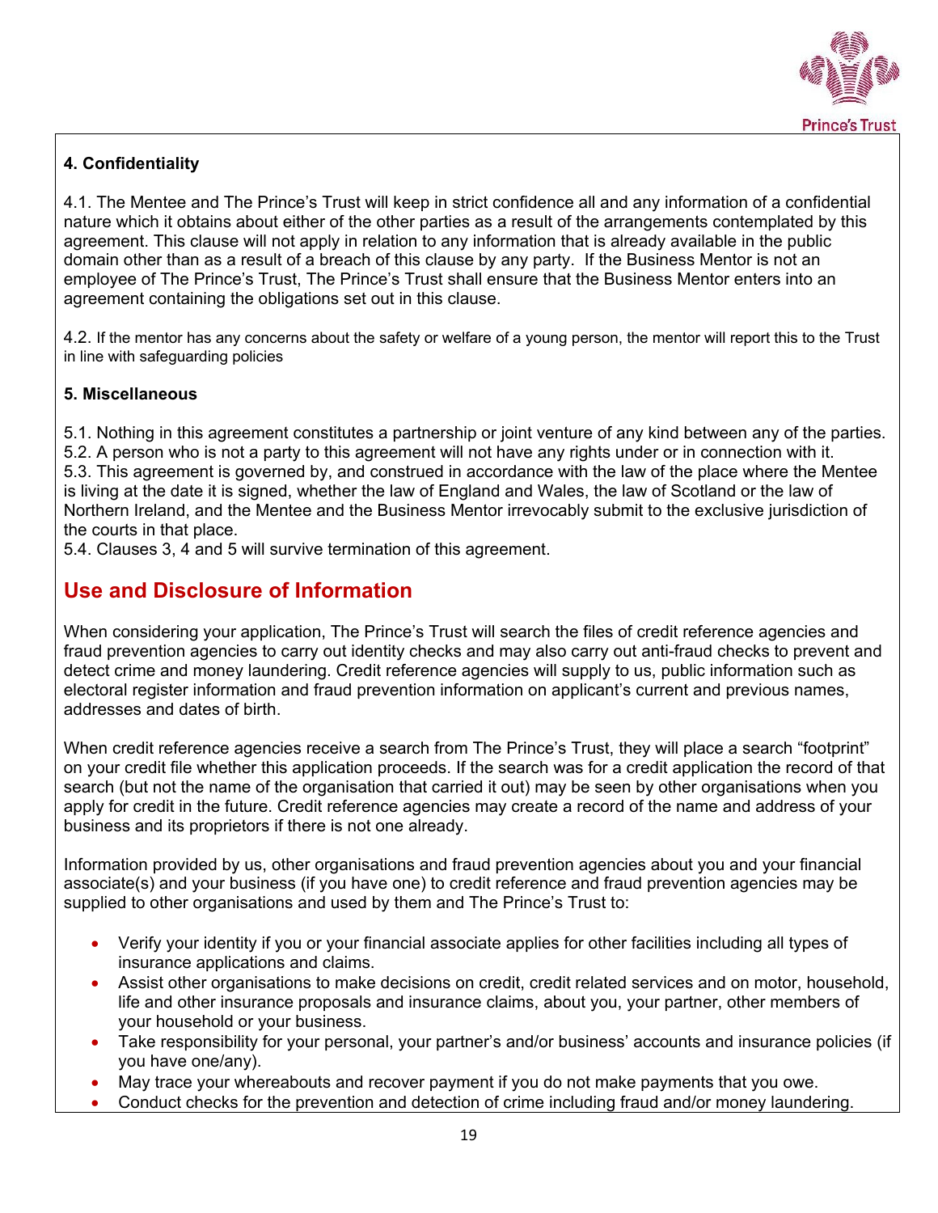**4. Confidentiality**

4.1. The Mentee and The Prince's Trust will keep in strict confidence all and any information of a confidential nature which it obtains about either of the other parties as a result of the arrangements contemplated by this agreement. This clause will not apply in relation to any information that is already available in the public domain other than as a result of a breach of this clause by any party. If the Business Mentor is not an employee of The Prince's Trust, The Prince's Trust shall ensure that the Business Mentor enters into an agreement containing the obligations set out in this clause.

4.2. If the mentor has any concerns about the safety or welfare of a young person, the mentor will report this to the Trust in line with safeguarding policies

**5. Miscellaneous**

5.1. Nothing in this agreement constitutes a partnership or joint venture of any kind between any of the parties.
5.2. A person who is not a party to this agreement will not have any rights under or in connection with it.
5.3. This agreement is governed by, and construed in accordance with the law of the place where the Mentee is living at the date it is signed, whether the law of England and Wales, the law of Scotland or the law of Northern Ireland, and the Mentee and the Business Mentor irrevocably submit to the exclusive jurisdiction of the courts in that place.
5.4. Clauses 3, 4 and 5 will survive termination of this agreement.

## Use and Disclosure of Information

When considering your application, The Prince's Trust will search the files of credit reference agencies and fraud prevention agencies to carry out identity checks and may also carry out anti-fraud checks to prevent and detect crime and money laundering. Credit reference agencies will supply to us, public information such as electoral register information and fraud prevention information on applicant's current and previous names, addresses and dates of birth.

When credit reference agencies receive a search from The Prince's Trust, they will place a search "footprint" on your credit file whether this application proceeds. If the search was for a credit application the record of that search (but not the name of the organisation that carried it out) may be seen by other organisations when you apply for credit in the future. Credit reference agencies may create a record of the name and address of your business and its proprietors if there is not one already.

Information provided by us, other organisations and fraud prevention agencies about you and your financial associate(s) and your business (if you have one) to credit reference and fraud prevention agencies may be supplied to other organisations and used by them and The Prince's Trust to:

- Verify your identity if you or your financial associate applies for other facilities including all types of insurance applications and claims.
- Assist other organisations to make decisions on credit, credit related services and on motor, household, life and other insurance proposals and insurance claims, about you, your partner, other members of your household or your business.
- Take responsibility for your personal, your partner's and/or business' accounts and insurance policies (if you have one/any).
- May trace your whereabouts and recover payment if you do not make payments that you owe.
- Conduct checks for the prevention and detection of crime including fraud and/or money laundering.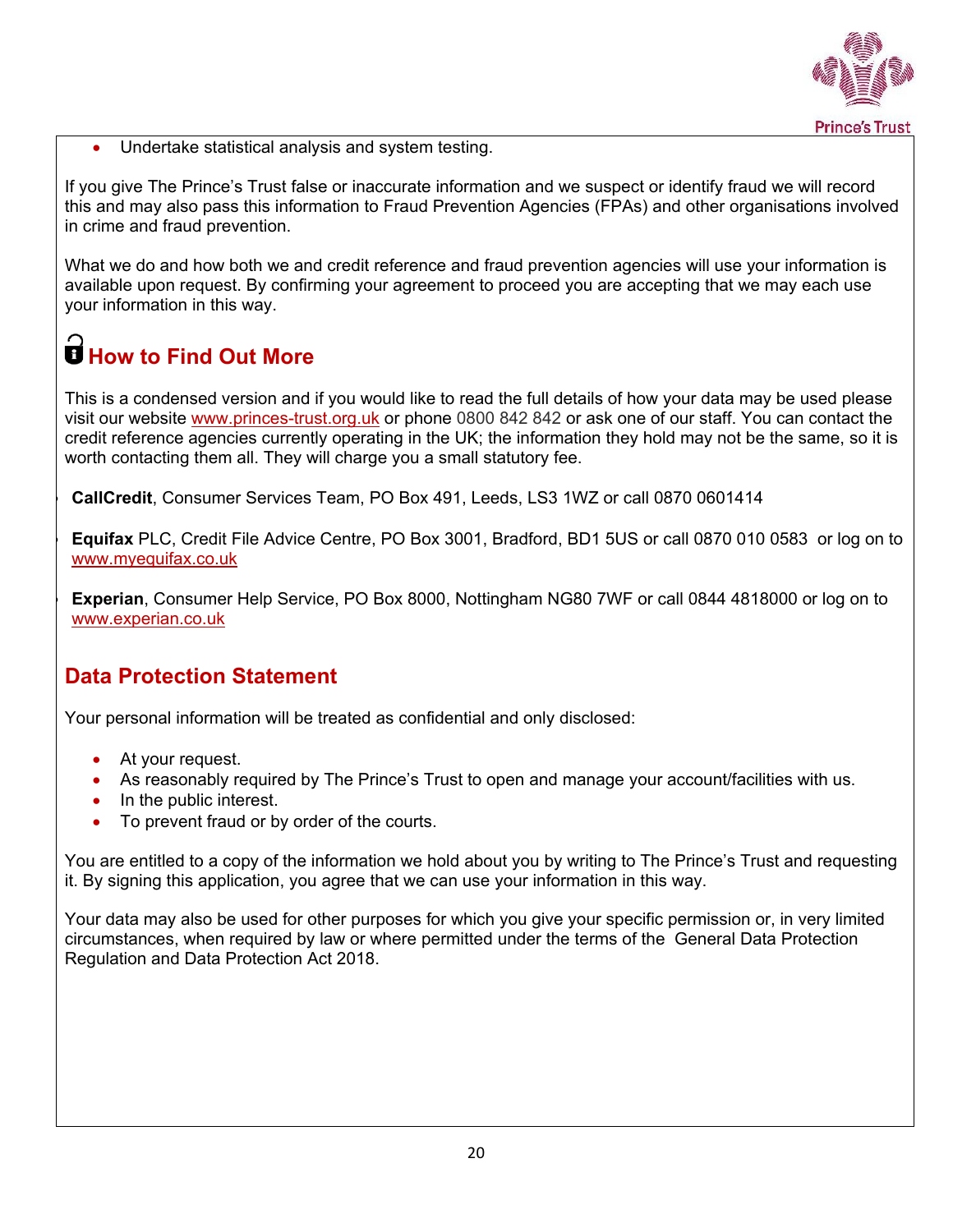- Undertake statistical analysis and system testing.

If you give The Prince's Trust false or inaccurate information and we suspect or identify fraud we will record this and may also pass this information to Fraud Prevention Agencies (FPAs) and other organisations involved in crime and fraud prevention.

What we do and how both we and credit reference and fraud prevention agencies will use your information is available upon request. By confirming your agreement to proceed you are accepting that we may each use your information in this way.

## How to Find Out More

This is a condensed version and if you would like to read the full details of how your data may be used please visit our website www.princes-trust.org.uk or phone 0800 842 842 or ask one of our staff. You can contact the credit reference agencies currently operating in the UK; the information they hold may not be the same, so it is worth contacting them all. They will charge you a small statutory fee.

- **CallCredit**, Consumer Services Team, PO Box 491, Leeds, LS3 1WZ or call 0870 0601414
- **Equifax** PLC, Credit File Advice Centre, PO Box 3001, Bradford, BD1 5US or call 0870 010 0583 or log on to www.myequifax.co.uk
- **Experian**, Consumer Help Service, PO Box 8000, Nottingham NG80 7WF or call 0844 4818000 or log on to www.experian.co.uk

## Data Protection Statement

Your personal information will be treated as confidential and only disclosed:

- At your request.
- As reasonably required by The Prince's Trust to open and manage your account/facilities with us.
- In the public interest.
- To prevent fraud or by order of the courts.

You are entitled to a copy of the information we hold about you by writing to The Prince's Trust and requesting it. By signing this application, you agree that we can use your information in this way.

Your data may also be used for other purposes for which you give your specific permission or, in very limited circumstances, when required by law or where permitted under the terms of the General Data Protection Regulation and Data Protection Act 2018.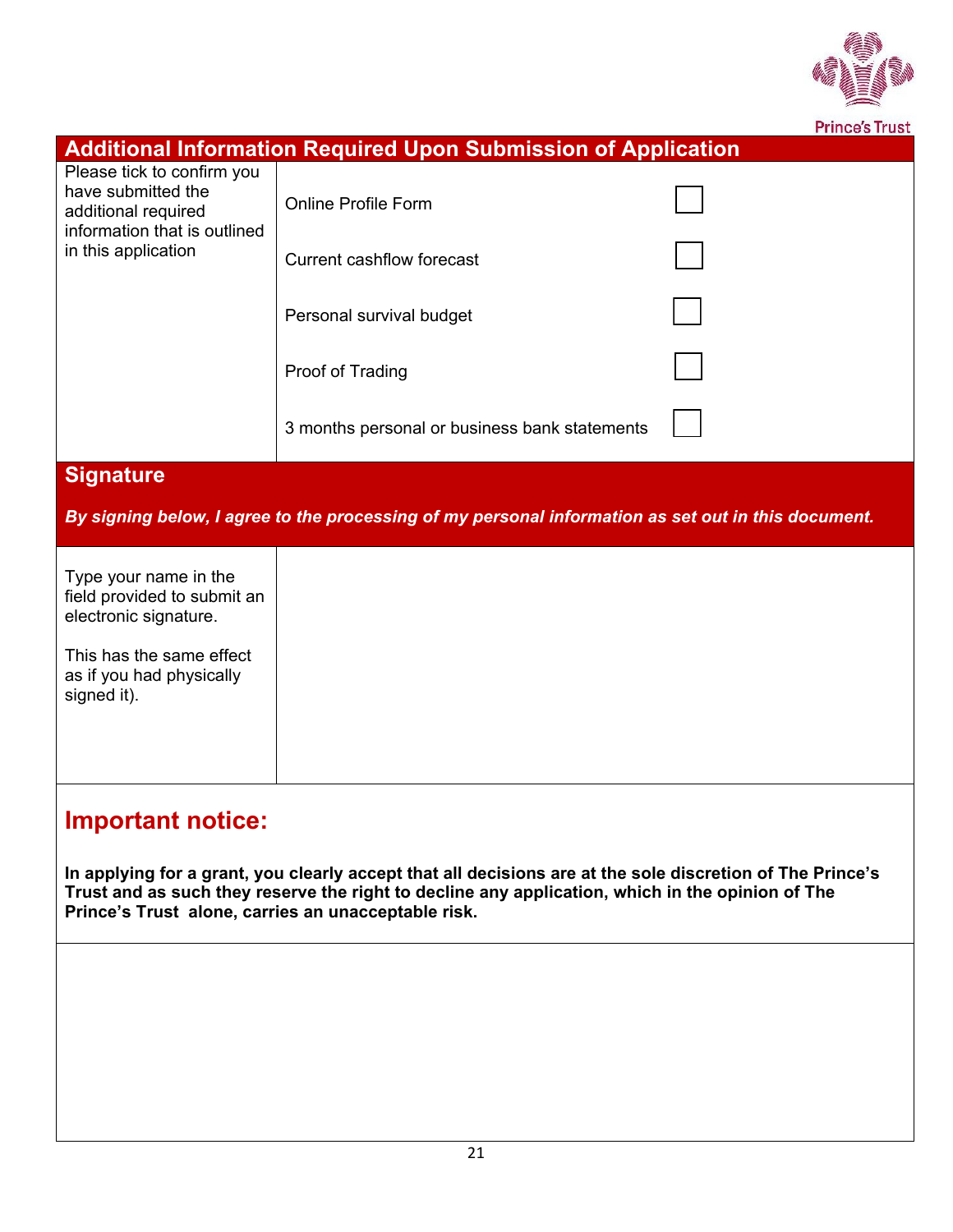## Additional Information Required Upon Submission of Application

| Please tick to confirm you have submitted the additional required information that is outlined in this application | | |
|---|---|---|
| | Online Profile Form | ☐ |
| | Current cashflow forecast | ☐ |
| | Personal survival budget | ☐ |
| | Proof of Trading | ☐ |
| | 3 months personal or business bank statements | ☐ |

## Signature

***By signing below, I agree to the processing of my personal information as set out in this document.***

| Type your name in the field provided to submit an electronic signature. This has the same effect as if you had physically signed it). | |
|---|---|

## Important notice:

**In applying for a grant, you clearly accept that all decisions are at the sole discretion of The Prince's Trust and as such they reserve the right to decline any application, which in the opinion of The Prince's Trust alone, carries an unacceptable risk.**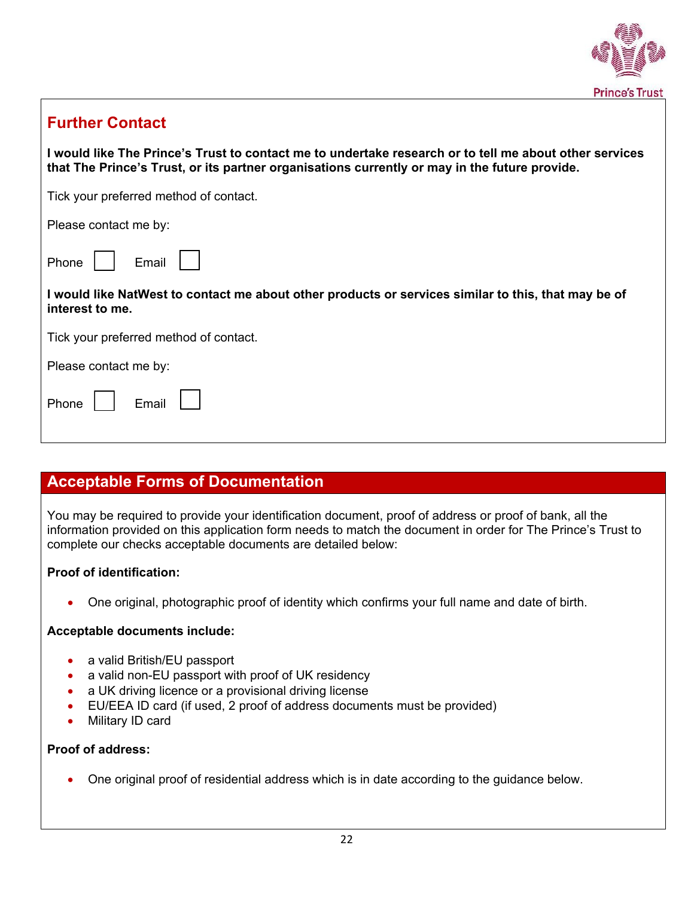## Further Contact

**I would like The Prince's Trust to contact me to undertake research or to tell me about other services that The Prince's Trust, or its partner organisations currently or may in the future provide.**

Tick your preferred method of contact.

Please contact me by:

Phone ☐ Email ☐

**I would like NatWest to contact me about other products or services similar to this, that may be of interest to me.**

Tick your preferred method of contact.

Please contact me by:

Phone ☐ Email ☐

## Acceptable Forms of Documentation

You may be required to provide your identification document, proof of address or proof of bank, all the information provided on this application form needs to match the document in order for The Prince's Trust to complete our checks acceptable documents are detailed below:

**Proof of identification:**

- One original, photographic proof of identity which confirms your full name and date of birth.

**Acceptable documents include:**

- a valid British/EU passport
- a valid non-EU passport with proof of UK residency
- a UK driving licence or a provisional driving license
- EU/EEA ID card (if used, 2 proof of address documents must be provided)
- Military ID card

**Proof of address:**

- One original proof of residential address which is in date according to the guidance below.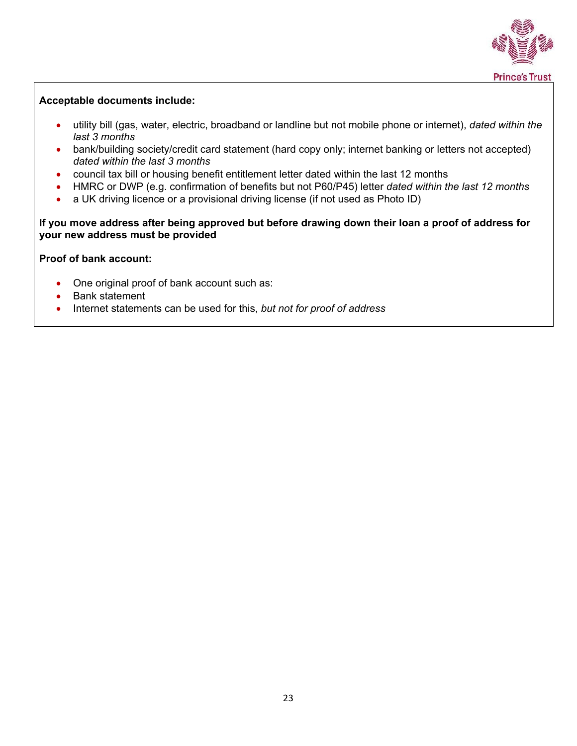**Acceptable documents include:**

- utility bill (gas, water, electric, broadband or landline but not mobile phone or internet), *dated within the last 3 months*
- bank/building society/credit card statement (hard copy only; internet banking or letters not accepted) *dated within the last 3 months*
- council tax bill or housing benefit entitlement letter dated within the last 12 months
- HMRC or DWP (e.g. confirmation of benefits but not P60/P45) letter *dated within the last 12 months*
- a UK driving licence or a provisional driving license (if not used as Photo ID)

**If you move address after being approved but before drawing down their loan a proof of address for your new address must be provided**

**Proof of bank account:**

- One original proof of bank account such as:
- Bank statement
- Internet statements can be used for this, *but not for proof of address*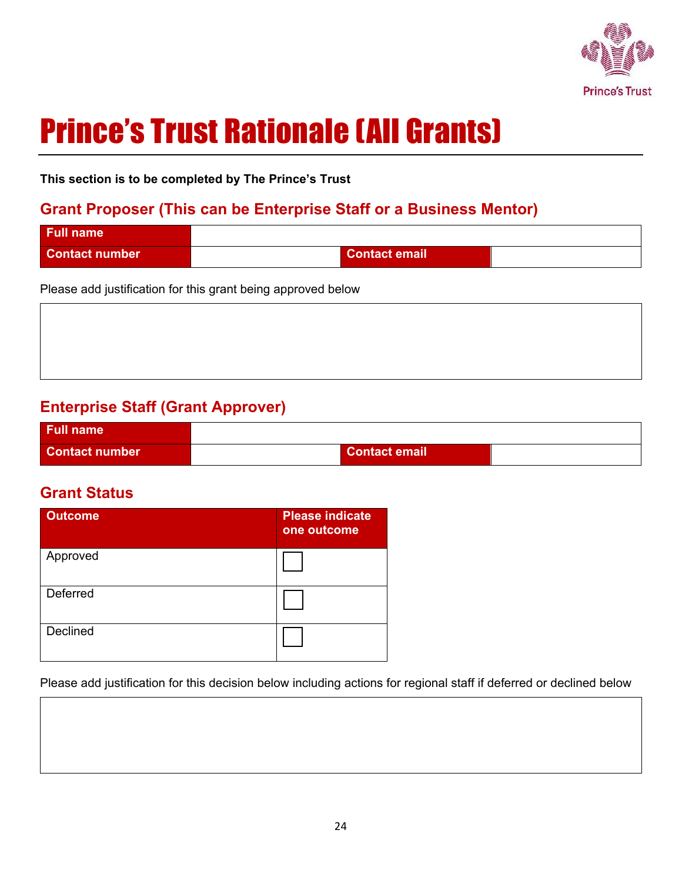# Prince's Trust Rationale (All Grants)

**This section is to be completed by The Prince's Trust**

## Grant Proposer (This can be Enterprise Staff or a Business Mentor)

| | | | |
|---|---|---|---|
| **Full name** | | | |
| **Contact number** | | **Contact email** | |

Please add justification for this grant being approved below

| |
|---|
| |

## Enterprise Staff (Grant Approver)

| | | | |
|---|---|---|---|
| **Full name** | | | |
| **Contact number** | | **Contact email** | |

## Grant Status

| Outcome | Please indicate one outcome |
|---|---|
| Approved | ☐ |
| Deferred | ☐ |
| Declined | ☐ |

Please add justification for this decision below including actions for regional staff if deferred or declined below

| |
|---|
| |